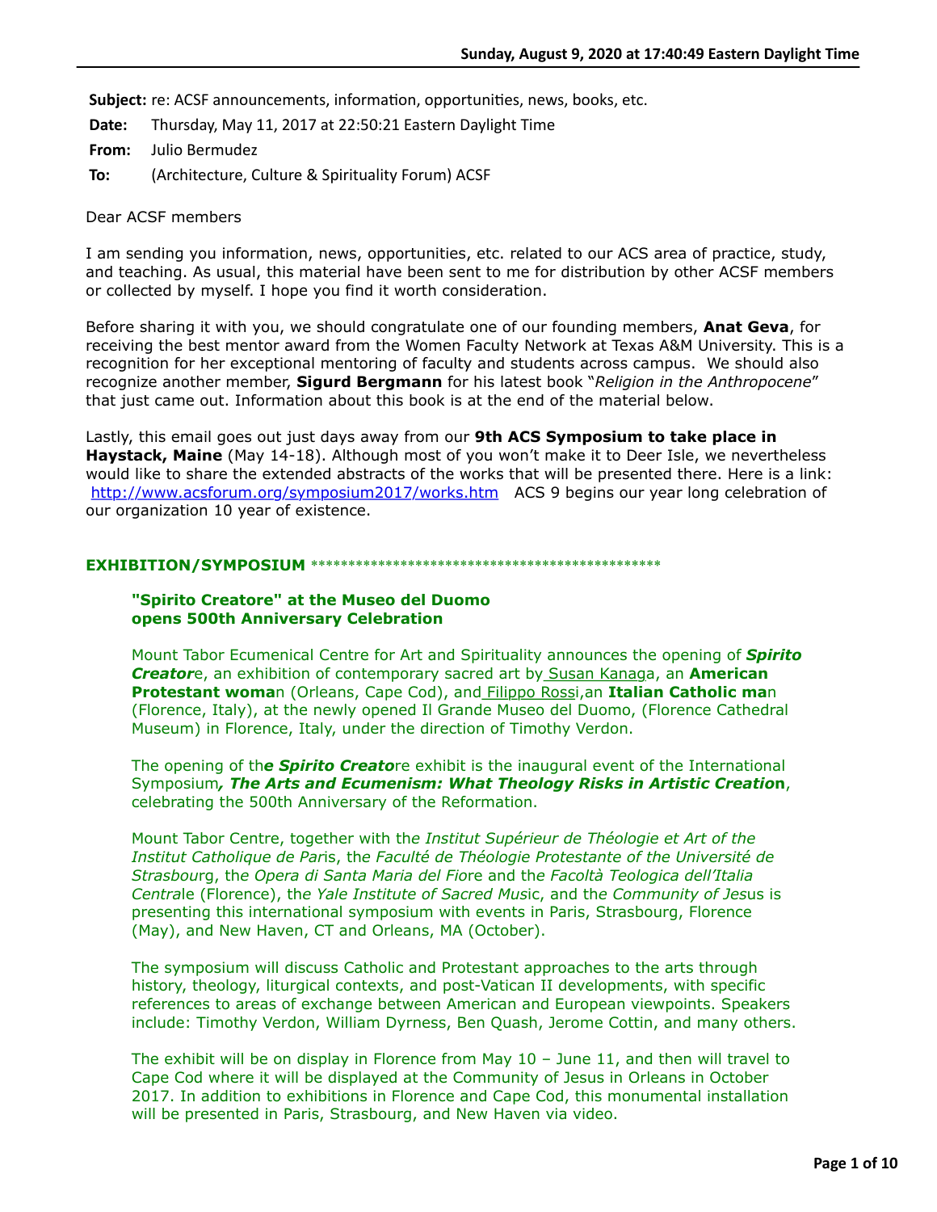**Subject:** re: ACSF announcements, information, opportunities, news, books, etc.

**Date:** Thursday, May 11, 2017 at 22:50:21 Eastern Daylight Time

**From:** Julio Bermudez

**To:** (Architecture, Culture & Spirituality Forum) ACSF

Dear ACSF members

I am sending you information, news, opportunities, etc. related to our ACS area of practice, study, and teaching. As usual, this material have been sent to me for distribution by other ACSF members or collected by myself. I hope you find it worth consideration.

Before sharing it with you, we should congratulate one of our founding members, **Anat Geva**, for receiving the best mentor award from the Women Faculty Network at Texas A&M University. This is a recognition for her exceptional mentoring of faculty and students across campus. We should also recognize another member, **Sigurd Bergmann** for his latest book "*Religion in the Anthropocene*" that just came out. Information about this book is at the end of the material below.

Lastly, this email goes out just days away from our **9th ACS Symposium to take place in Haystack, Maine** (May 14-18). Although most of you won't make it to Deer Isle, we nevertheless would like to share the extended abstracts of the works that will be presented there. Here is a link: http://www.acsforum.org/symposium2017/works.htm ACS 9 begins our year long celebration of our organization 10 year of existence.

**EXHIBITION/SYMPOSIUM** ***********************************************

**"Spirito Creatore" at the Museo del Duomo opens 500th Anniversary Celebration**

Mount Tabor Ecumenical Centre for Art and Spirituality announces the opening of ***Spirito Creatore***, an exhibition of contemporary sacred art by Susan Kanaga, an **American Protestant woman** (Orleans, Cape Cod), and Filippo Rossi, an **Italian Catholic man** (Florence, Italy), at the newly opened Il Grande Museo del Duomo, (Florence Cathedral Museum) in Florence, Italy, under the direction of Timothy Verdon.

The opening of the ***Spirito Creatore*** exhibit is the inaugural event of the International Symposium***, The Arts and Ecumenism: What Theology Risks in Artistic Creation***, celebrating the 500th Anniversary of the Reformation.

Mount Tabor Centre, together with the *Institut Supérieur de Théologie et Art of the Institut Catholique de Paris*, the *Faculté de Théologie Protestante of the Université de Strasbourg*, the *Opera di Santa Maria del Fiore* and the *Facoltà Teologica dell'Italia Centrale* (Florence), the *Yale Institute of Sacred Music*, and the *Community of Jesus* is presenting this international symposium with events in Paris, Strasbourg, Florence (May), and New Haven, CT and Orleans, MA (October).

The symposium will discuss Catholic and Protestant approaches to the arts through history, theology, liturgical contexts, and post-Vatican II developments, with specific references to areas of exchange between American and European viewpoints. Speakers include: Timothy Verdon, William Dyrness, Ben Quash, Jerome Cottin, and many others.

The exhibit will be on display in Florence from May 10 – June 11, and then will travel to Cape Cod where it will be displayed at the Community of Jesus in Orleans in October 2017. In addition to exhibitions in Florence and Cape Cod, this monumental installation will be presented in Paris, Strasbourg, and New Haven via video.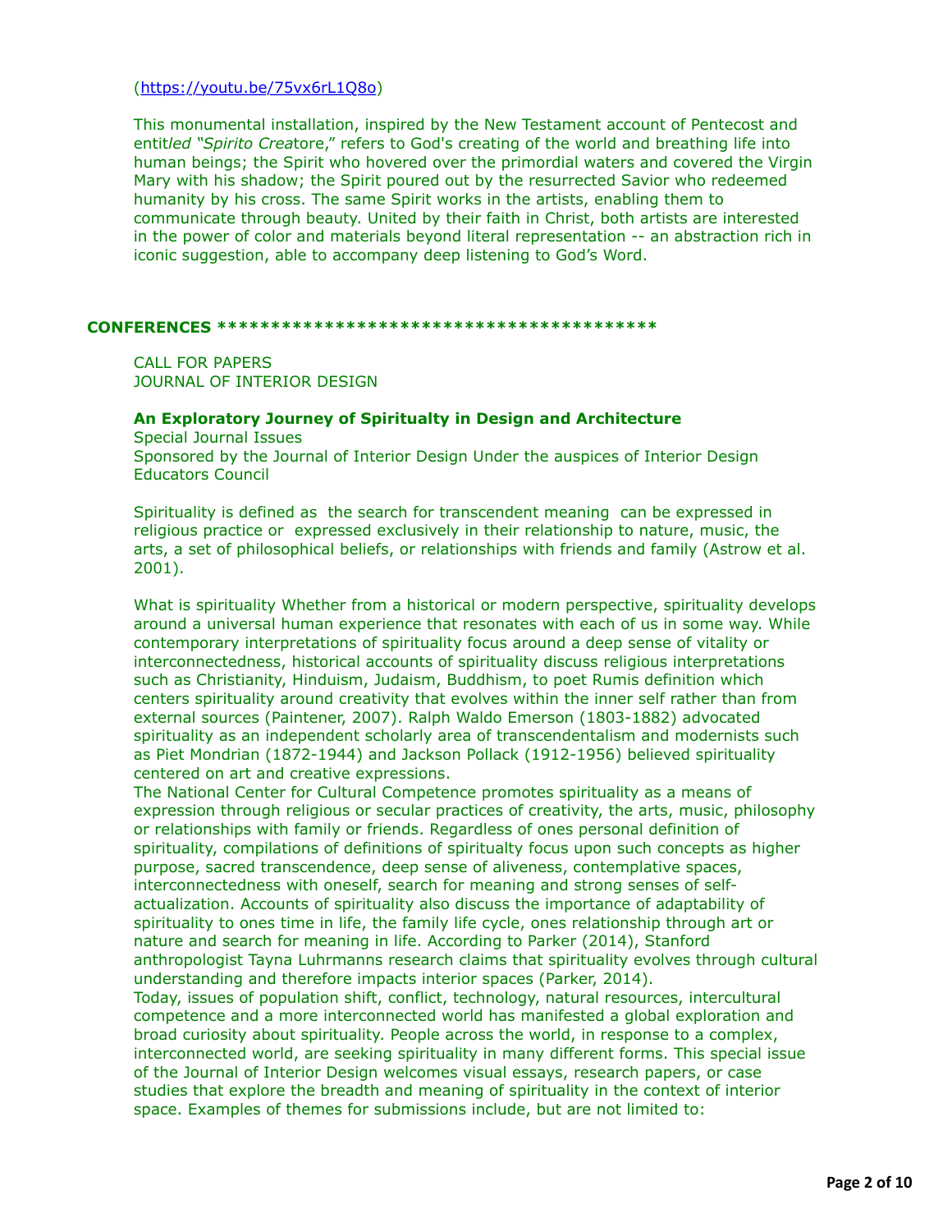(https://youtu.be/75vx6rL1Q8o)

This monumental installation, inspired by the New Testament account of Pentecost and entit*led "Spirito Crea*tore," refers to God's creating of the world and breathing life into human beings; the Spirit who hovered over the primordial waters and covered the Virgin Mary with his shadow; the Spirit poured out by the resurrected Savior who redeemed humanity by his cross. The same Spirit works in the artists, enabling them to communicate through beauty. United by their faith in Christ, both artists are interested in the power of color and materials beyond literal representation -- an abstraction rich in iconic suggestion, able to accompany deep listening to God's Word.

**CONFERENCES \*\*\*\*\*\*\*\*\*\*\*\*\*\*\*\*\*\*\*\*\*\*\*\*\*\*\*\*\*\*\*\*\*\*\*\*\*\*\*\*\*\*\*\***

CALL FOR PAPERS
JOURNAL OF INTERIOR DESIGN

**An Exploratory Journey of Spiritualty in Design and Architecture**
Special Journal Issues
Sponsored by the Journal of Interior Design Under the auspices of Interior Design Educators Council

Spirituality is defined as the search for transcendent meaning can be expressed in religious practice or expressed exclusively in their relationship to nature, music, the arts, a set of philosophical beliefs, or relationships with friends and family (Astrow et al. 2001).

What is spirituality Whether from a historical or modern perspective, spirituality develops around a universal human experience that resonates with each of us in some way. While contemporary interpretations of spirituality focus around a deep sense of vitality or interconnectedness, historical accounts of spirituality discuss religious interpretations such as Christianity, Hinduism, Judaism, Buddhism, to poet Rumis definition which centers spirituality around creativity that evolves within the inner self rather than from external sources (Paintener, 2007). Ralph Waldo Emerson (1803-1882) advocated spirituality as an independent scholarly area of transcendentalism and modernists such as Piet Mondrian (1872-1944) and Jackson Pollack (1912-1956) believed spirituality centered on art and creative expressions.
The National Center for Cultural Competence promotes spirituality as a means of expression through religious or secular practices of creativity, the arts, music, philosophy or relationships with family or friends. Regardless of ones personal definition of spirituality, compilations of definitions of spiritualty focus upon such concepts as higher purpose, sacred transcendence, deep sense of aliveness, contemplative spaces, interconnectedness with oneself, search for meaning and strong senses of self-actualization. Accounts of spirituality also discuss the importance of adaptability of spirituality to ones time in life, the family life cycle, ones relationship through art or nature and search for meaning in life. According to Parker (2014), Stanford anthropologist Tayna Luhrmanns research claims that spirituality evolves through cultural understanding and therefore impacts interior spaces (Parker, 2014).
Today, issues of population shift, conflict, technology, natural resources, intercultural competence and a more interconnected world has manifested a global exploration and broad curiosity about spirituality. People across the world, in response to a complex, interconnected world, are seeking spirituality in many different forms. This special issue of the Journal of Interior Design welcomes visual essays, research papers, or case studies that explore the breadth and meaning of spirituality in the context of interior space. Examples of themes for submissions include, but are not limited to: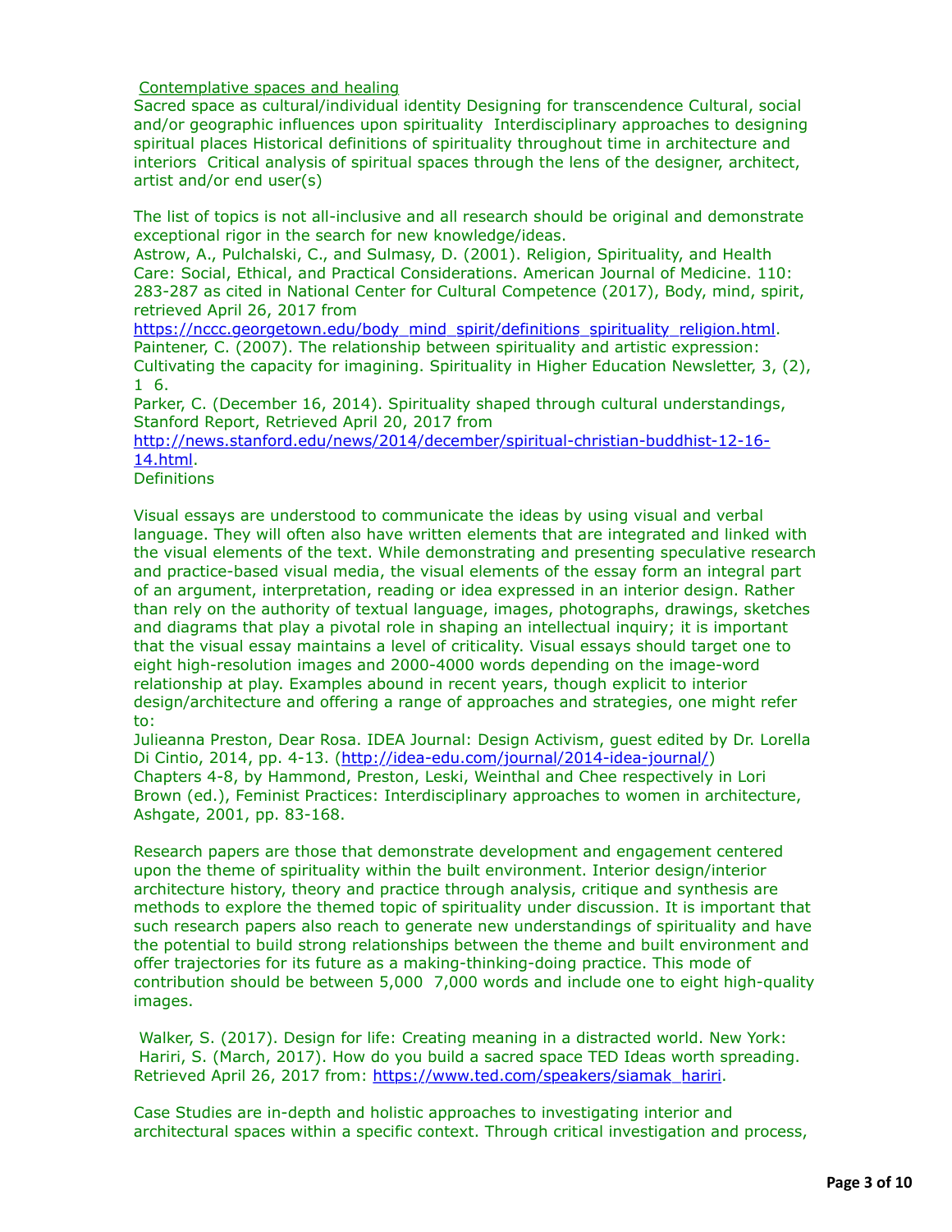Contemplative spaces and healing

Sacred space as cultural/individual identity Designing for transcendence Cultural, social and/or geographic influences upon spirituality  Interdisciplinary approaches to designing spiritual places Historical definitions of spirituality throughout time in architecture and interiors  Critical analysis of spiritual spaces through the lens of the designer, architect, artist and/or end user(s)

The list of topics is not all-inclusive and all research should be original and demonstrate exceptional rigor in the search for new knowledge/ideas.

Astrow, A., Pulchalski, C., and Sulmasy, D. (2001). Religion, Spirituality, and Health Care: Social, Ethical, and Practical Considerations. American Journal of Medicine. 110: 283-287 as cited in National Center for Cultural Competence (2017), Body, mind, spirit, retrieved April 26, 2017 from https://nccc.georgetown.edu/body_mind_spirit/definitions_spirituality_religion.html.

Paintener, C. (2007). The relationship between spirituality and artistic expression: Cultivating the capacity for imagining. Spirituality in Higher Education Newsletter, 3, (2), 1  6.

Parker, C. (December 16, 2014). Spirituality shaped through cultural understandings, Stanford Report, Retrieved April 20, 2017 from http://news.stanford.edu/news/2014/december/spiritual-christian-buddhist-12-16-14.html.

Definitions

Visual essays are understood to communicate the ideas by using visual and verbal language. They will often also have written elements that are integrated and linked with the visual elements of the text. While demonstrating and presenting speculative research and practice-based visual media, the visual elements of the essay form an integral part of an argument, interpretation, reading or idea expressed in an interior design. Rather than rely on the authority of textual language, images, photographs, drawings, sketches and diagrams that play a pivotal role in shaping an intellectual inquiry; it is important that the visual essay maintains a level of criticality. Visual essays should target one to eight high-resolution images and 2000-4000 words depending on the image-word relationship at play. Examples abound in recent years, though explicit to interior design/architecture and offering a range of approaches and strategies, one might refer to:

Julieanna Preston, Dear Rosa. IDEA Journal: Design Activism, guest edited by Dr. Lorella Di Cintio, 2014, pp. 4-13. (http://idea-edu.com/journal/2014-idea-journal/)

Chapters 4-8, by Hammond, Preston, Leski, Weinthal and Chee respectively in Lori Brown (ed.), Feminist Practices: Interdisciplinary approaches to women in architecture, Ashgate, 2001, pp. 83-168.

Research papers are those that demonstrate development and engagement centered upon the theme of spirituality within the built environment. Interior design/interior architecture history, theory and practice through analysis, critique and synthesis are methods to explore the themed topic of spirituality under discussion. It is important that such research papers also reach to generate new understandings of spirituality and have the potential to build strong relationships between the theme and built environment and offer trajectories for its future as a making-thinking-doing practice. This mode of contribution should be between 5,000  7,000 words and include one to eight high-quality images.

Walker, S. (2017). Design for life: Creating meaning in a distracted world. New York:

Hariri, S. (March, 2017). How do you build a sacred space TED Ideas worth spreading. Retrieved April 26, 2017 from: https://www.ted.com/speakers/siamak_hariri.

Case Studies are in-depth and holistic approaches to investigating interior and architectural spaces within a specific context. Through critical investigation and process,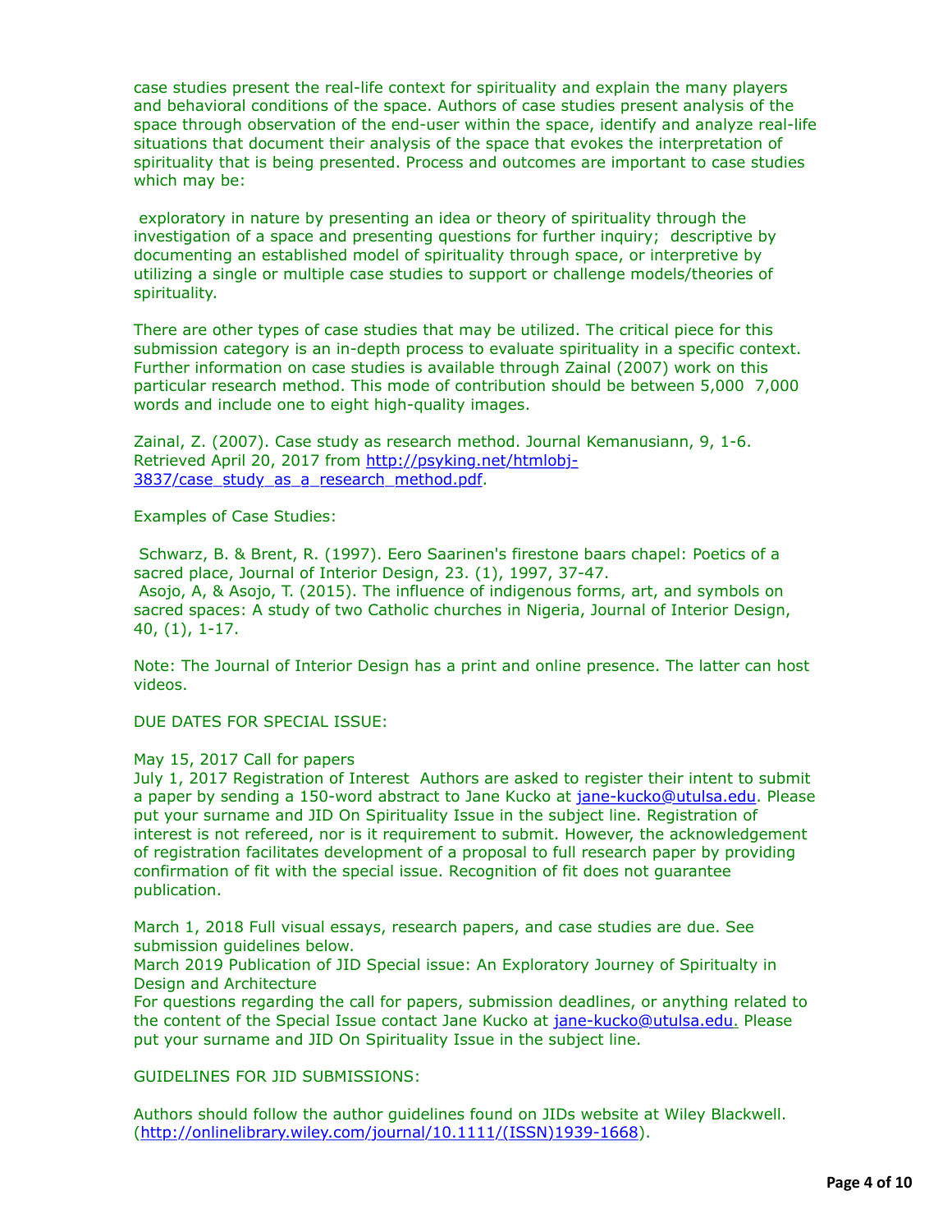case studies present the real-life context for spirituality and explain the many players and behavioral conditions of the space. Authors of case studies present analysis of the space through observation of the end-user within the space, identify and analyze real-life situations that document their analysis of the space that evokes the interpretation of spirituality that is being presented. Process and outcomes are important to case studies which may be:

exploratory in nature by presenting an idea or theory of spirituality through the investigation of a space and presenting questions for further inquiry; descriptive by documenting an established model of spirituality through space, or interpretive by utilizing a single or multiple case studies to support or challenge models/theories of spirituality.

There are other types of case studies that may be utilized. The critical piece for this submission category is an in-depth process to evaluate spirituality in a specific context. Further information on case studies is available through Zainal (2007) work on this particular research method. This mode of contribution should be between 5,000 7,000 words and include one to eight high-quality images.

Zainal, Z. (2007). Case study as research method. Journal Kemanusiann, 9, 1-6. Retrieved April 20, 2017 from http://psyking.net/htmlobj-3837/case_study_as_a_research_method.pdf.

Examples of Case Studies:

Schwarz, B. & Brent, R. (1997). Eero Saarinen's firestone baars chapel: Poetics of a sacred place, Journal of Interior Design, 23. (1), 1997, 37-47.
Asojo, A, & Asojo, T. (2015). The influence of indigenous forms, art, and symbols on sacred spaces: A study of two Catholic churches in Nigeria, Journal of Interior Design, 40, (1), 1-17.

Note: The Journal of Interior Design has a print and online presence. The latter can host videos.

DUE DATES FOR SPECIAL ISSUE:

May 15, 2017 Call for papers
July 1, 2017 Registration of Interest Authors are asked to register their intent to submit a paper by sending a 150-word abstract to Jane Kucko at jane-kucko@utulsa.edu. Please put your surname and JID On Spirituality Issue in the subject line. Registration of interest is not refereed, nor is it requirement to submit. However, the acknowledgement of registration facilitates development of a proposal to full research paper by providing confirmation of fit with the special issue. Recognition of fit does not guarantee publication.

March 1, 2018 Full visual essays, research papers, and case studies are due. See submission guidelines below.
March 2019 Publication of JID Special issue: An Exploratory Journey of Spiritualty in Design and Architecture
For questions regarding the call for papers, submission deadlines, or anything related to the content of the Special Issue contact Jane Kucko at jane-kucko@utulsa.edu. Please put your surname and JID On Spirituality Issue in the subject line.

GUIDELINES FOR JID SUBMISSIONS:

Authors should follow the author guidelines found on JIDs website at Wiley Blackwell. (http://onlinelibrary.wiley.com/journal/10.1111/(ISSN)1939-1668).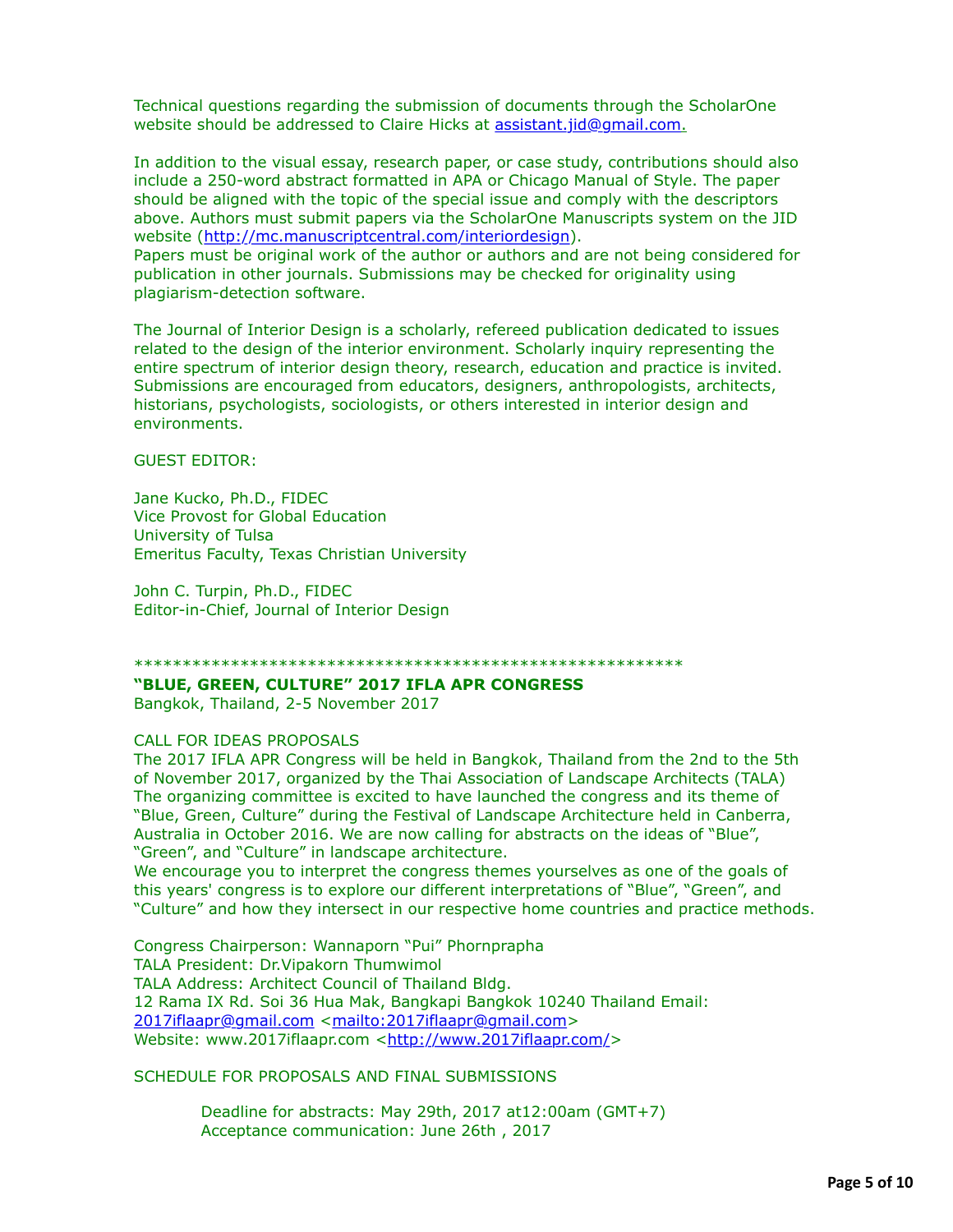Technical questions regarding the submission of documents through the ScholarOne website should be addressed to Claire Hicks at assistant.jid@gmail.com.

In addition to the visual essay, research paper, or case study, contributions should also include a 250-word abstract formatted in APA or Chicago Manual of Style. The paper should be aligned with the topic of the special issue and comply with the descriptors above. Authors must submit papers via the ScholarOne Manuscripts system on the JID website (http://mc.manuscriptcentral.com/interiordesign).
Papers must be original work of the author or authors and are not being considered for publication in other journals. Submissions may be checked for originality using plagiarism-detection software.

The Journal of Interior Design is a scholarly, refereed publication dedicated to issues related to the design of the interior environment. Scholarly inquiry representing the entire spectrum of interior design theory, research, education and practice is invited. Submissions are encouraged from educators, designers, anthropologists, architects, historians, psychologists, sociologists, or others interested in interior design and environments.

GUEST EDITOR:

Jane Kucko, Ph.D., FIDEC
Vice Provost for Global Education
University of Tulsa
Emeritus Faculty, Texas Christian University

John C. Turpin, Ph.D., FIDEC
Editor-in-Chief, Journal of Interior Design

**********************************************************

**"BLUE, GREEN, CULTURE" 2017 IFLA APR CONGRESS**
Bangkok, Thailand, 2-5 November 2017

CALL FOR IDEAS PROPOSALS
The 2017 IFLA APR Congress will be held in Bangkok, Thailand from the 2nd to the 5th of November 2017, organized by the Thai Association of Landscape Architects (TALA) The organizing committee is excited to have launched the congress and its theme of "Blue, Green, Culture" during the Festival of Landscape Architecture held in Canberra, Australia in October 2016. We are now calling for abstracts on the ideas of "Blue", "Green", and "Culture" in landscape architecture.
We encourage you to interpret the congress themes yourselves as one of the goals of this years' congress is to explore our different interpretations of "Blue", "Green", and "Culture" and how they intersect in our respective home countries and practice methods.

Congress Chairperson: Wannaporn "Pui" Phornprapha
TALA President: Dr.Vipakorn Thumwimol
TALA Address: Architect Council of Thailand Bldg.
12 Rama IX Rd. Soi 36 Hua Mak, Bangkapi Bangkok 10240 Thailand Email: 2017iflaapr@gmail.com <mailto:2017iflaapr@gmail.com>
Website: www.2017iflaapr.com <http://www.2017iflaapr.com/>

SCHEDULE FOR PROPOSALS AND FINAL SUBMISSIONS

Deadline for abstracts: May 29th, 2017 at12:00am (GMT+7)
Acceptance communication: June 26th , 2017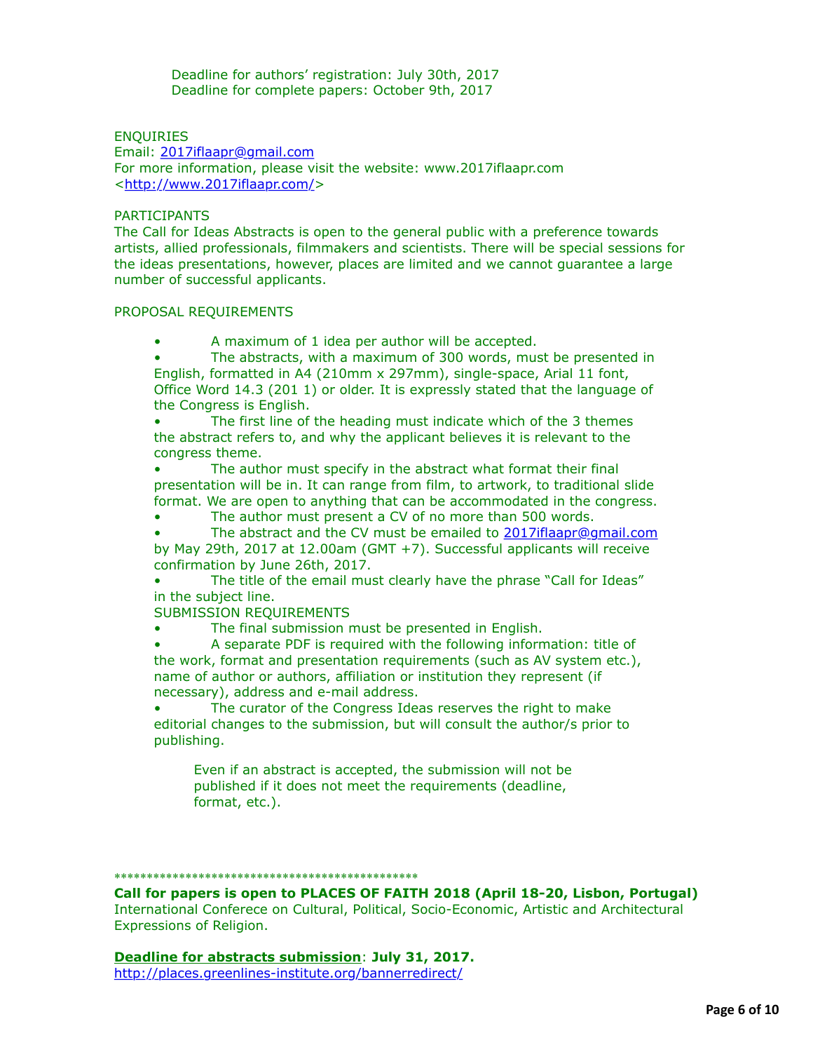Deadline for authors' registration: July 30th, 2017
Deadline for complete papers: October 9th, 2017

ENQUIRIES
Email: 2017iflaapr@gmail.com
For more information, please visit the website: www.2017iflaapr.com
<http://www.2017iflaapr.com/>

PARTICIPANTS
The Call for Ideas Abstracts is open to the general public with a preference towards artists, allied professionals, filmmakers and scientists. There will be special sessions for the ideas presentations, however, places are limited and we cannot guarantee a large number of successful applicants.

PROPOSAL REQUIREMENTS

- A maximum of 1 idea per author will be accepted.
- The abstracts, with a maximum of 300 words, must be presented in English, formatted in A4 (210mm x 297mm), single-space, Arial 11 font, Office Word 14.3 (201 1) or older. It is expressly stated that the language of the Congress is English.
- The first line of the heading must indicate which of the 3 themes the abstract refers to, and why the applicant believes it is relevant to the congress theme.
- The author must specify in the abstract what format their final presentation will be in. It can range from film, to artwork, to traditional slide format. We are open to anything that can be accommodated in the congress.
- The author must present a CV of no more than 500 words.
- The abstract and the CV must be emailed to 2017iflaapr@gmail.com by May 29th, 2017 at 12.00am (GMT +7). Successful applicants will receive confirmation by June 26th, 2017.
- The title of the email must clearly have the phrase "Call for Ideas" in the subject line.

SUBMISSION REQUIREMENTS

- The final submission must be presented in English.
- A separate PDF is required with the following information: title of the work, format and presentation requirements (such as AV system etc.), name of author or authors, affiliation or institution they represent (if necessary), address and e-mail address.
- The curator of the Congress Ideas reserves the right to make editorial changes to the submission, but will consult the author/s prior to publishing.

Even if an abstract is accepted, the submission will not be published if it does not meet the requirements (deadline, format, etc.).

*********************************************

**Call for papers is open to PLACES OF FAITH 2018 (April 18-20, Lisbon, Portugal)**
International Conferece on Cultural, Political, Socio-Economic, Artistic and Architectural Expressions of Religion.

**Deadline for abstracts submission**: **July 31, 2017.**
http://places.greenlines-institute.org/bannerredirect/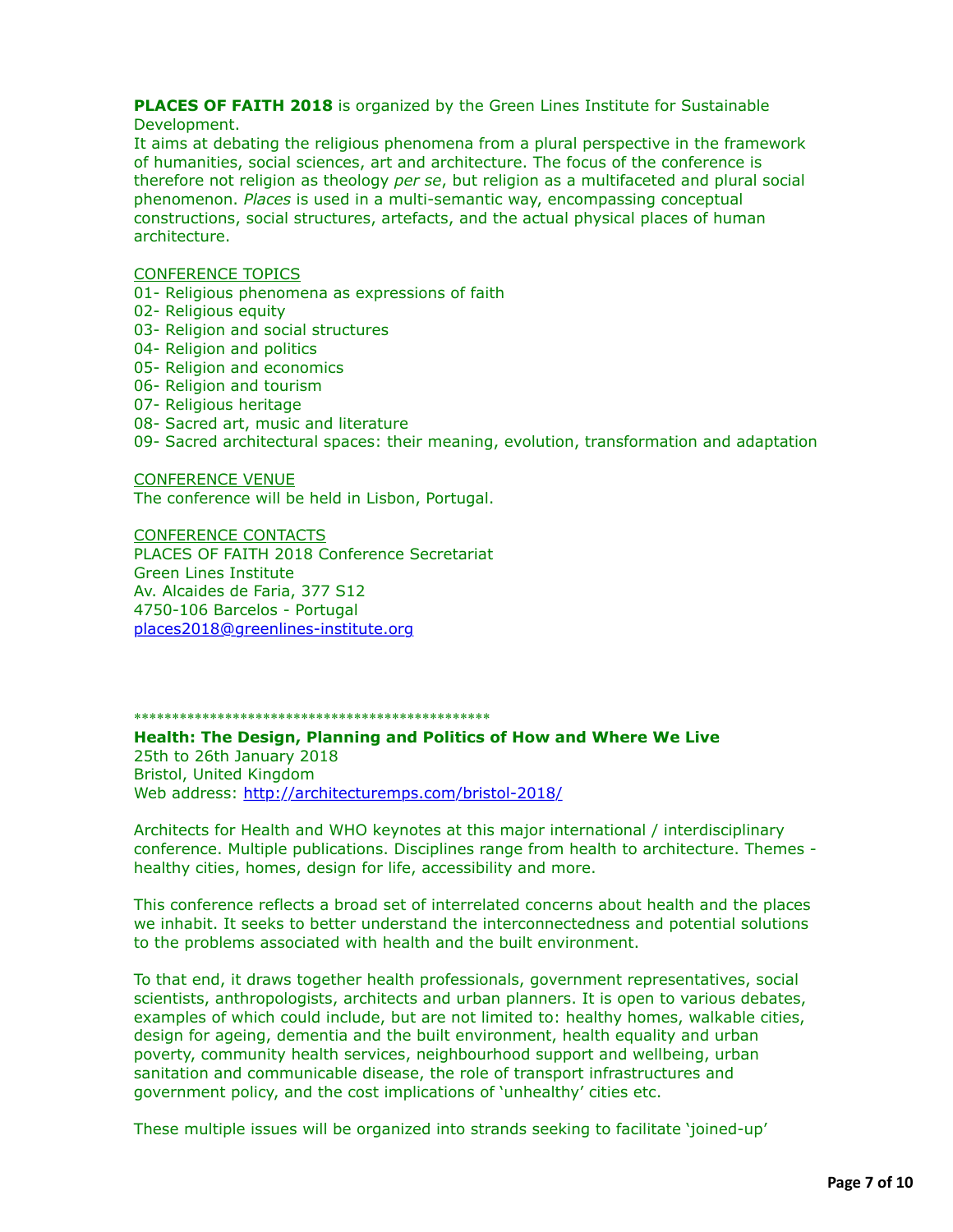**PLACES OF FAITH 2018** is organized by the Green Lines Institute for Sustainable Development.

It aims at debating the religious phenomena from a plural perspective in the framework of humanities, social sciences, art and architecture. The focus of the conference is therefore not religion as theology *per se*, but religion as a multifaceted and plural social phenomenon. *Places* is used in a multi-semantic way, encompassing conceptual constructions, social structures, artefacts, and the actual physical places of human architecture.

<u>CONFERENCE TOPICS</u>

01- Religious phenomena as expressions of faith
02- Religious equity
03- Religion and social structures
04- Religion and politics
05- Religion and economics
06- Religion and tourism
07- Religious heritage
08- Sacred art, music and literature
09- Sacred architectural spaces: their meaning, evolution, transformation and adaptation

<u>CONFERENCE VENUE</u>

The conference will be held in Lisbon, Portugal.

<u>CONFERENCE CONTACTS</u>

PLACES OF FAITH 2018 Conference Secretariat
Green Lines Institute
Av. Alcaides de Faria, 377 S12
4750-106 Barcelos - Portugal
places2018@greenlines-institute.org

************************************************

**Health: The Design, Planning and Politics of How and Where We Live**
25th to 26th January 2018
Bristol, United Kingdom
Web address: http://architecturemps.com/bristol-2018/

Architects for Health and WHO keynotes at this major international / interdisciplinary conference. Multiple publications. Disciplines range from health to architecture. Themes - healthy cities, homes, design for life, accessibility and more.

This conference reflects a broad set of interrelated concerns about health and the places we inhabit. It seeks to better understand the interconnectedness and potential solutions to the problems associated with health and the built environment.

To that end, it draws together health professionals, government representatives, social scientists, anthropologists, architects and urban planners. It is open to various debates, examples of which could include, but are not limited to: healthy homes, walkable cities, design for ageing, dementia and the built environment, health equality and urban poverty, community health services, neighbourhood support and wellbeing, urban sanitation and communicable disease, the role of transport infrastructures and government policy, and the cost implications of 'unhealthy' cities etc.

These multiple issues will be organized into strands seeking to facilitate 'joined-up'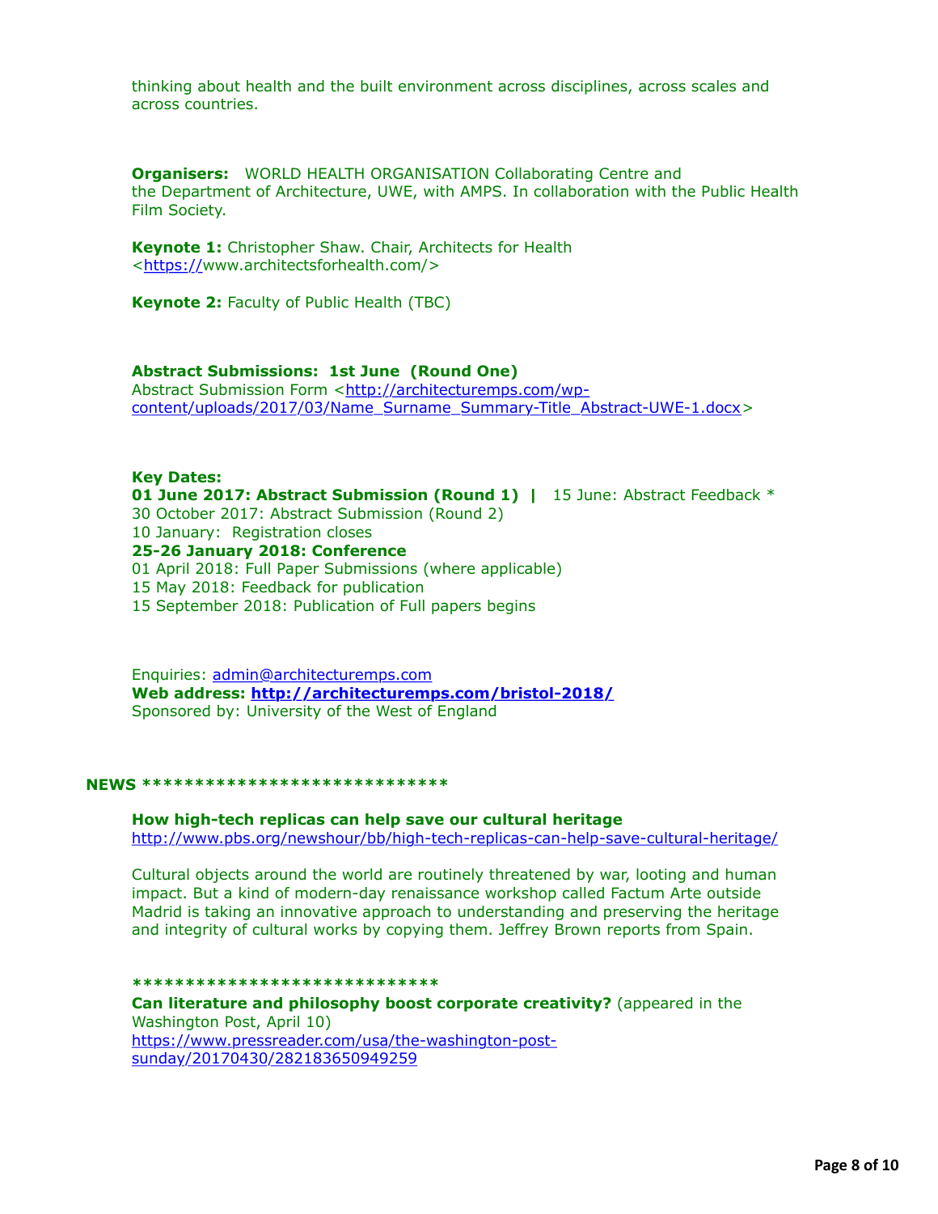thinking about health and the built environment across disciplines, across scales and across countries.

**Organisers:** WORLD HEALTH ORGANISATION Collaborating Centre and the Department of Architecture, UWE, with AMPS. In collaboration with the Public Health Film Society.

**Keynote 1:** Christopher Shaw. Chair, Architects for Health <https://www.architectsforhealth.com/>

**Keynote 2:** Faculty of Public Health (TBC)

**Abstract Submissions: 1st June (Round One)**
Abstract Submission Form <http://architecturemps.com/wp-content/uploads/2017/03/Name_Surname_Summary-Title_Abstract-UWE-1.docx>

**Key Dates:**
**01 June 2017: Abstract Submission (Round 1) |** 15 June: Abstract Feedback *
30 October 2017: Abstract Submission (Round 2)
10 January: Registration closes
**25-26 January 2018: Conference**
01 April 2018: Full Paper Submissions (where applicable)
15 May 2018: Feedback for publication
15 September 2018: Publication of Full papers begins

Enquiries: admin@architecturemps.com
**Web address: http://architecturemps.com/bristol-2018/**
Sponsored by: University of the West of England

**NEWS *****************************

**How high-tech replicas can help save our cultural heritage**
http://www.pbs.org/newshour/bb/high-tech-replicas-can-help-save-cultural-heritage/

Cultural objects around the world are routinely threatened by war, looting and human impact. But a kind of modern-day renaissance workshop called Factum Arte outside Madrid is taking an innovative approach to understanding and preserving the heritage and integrity of cultural works by copying them. Jeffrey Brown reports from Spain.

*****************************

**Can literature and philosophy boost corporate creativity?** (appeared in the Washington Post, April 10)
https://www.pressreader.com/usa/the-washington-post-sunday/20170430/282183650949259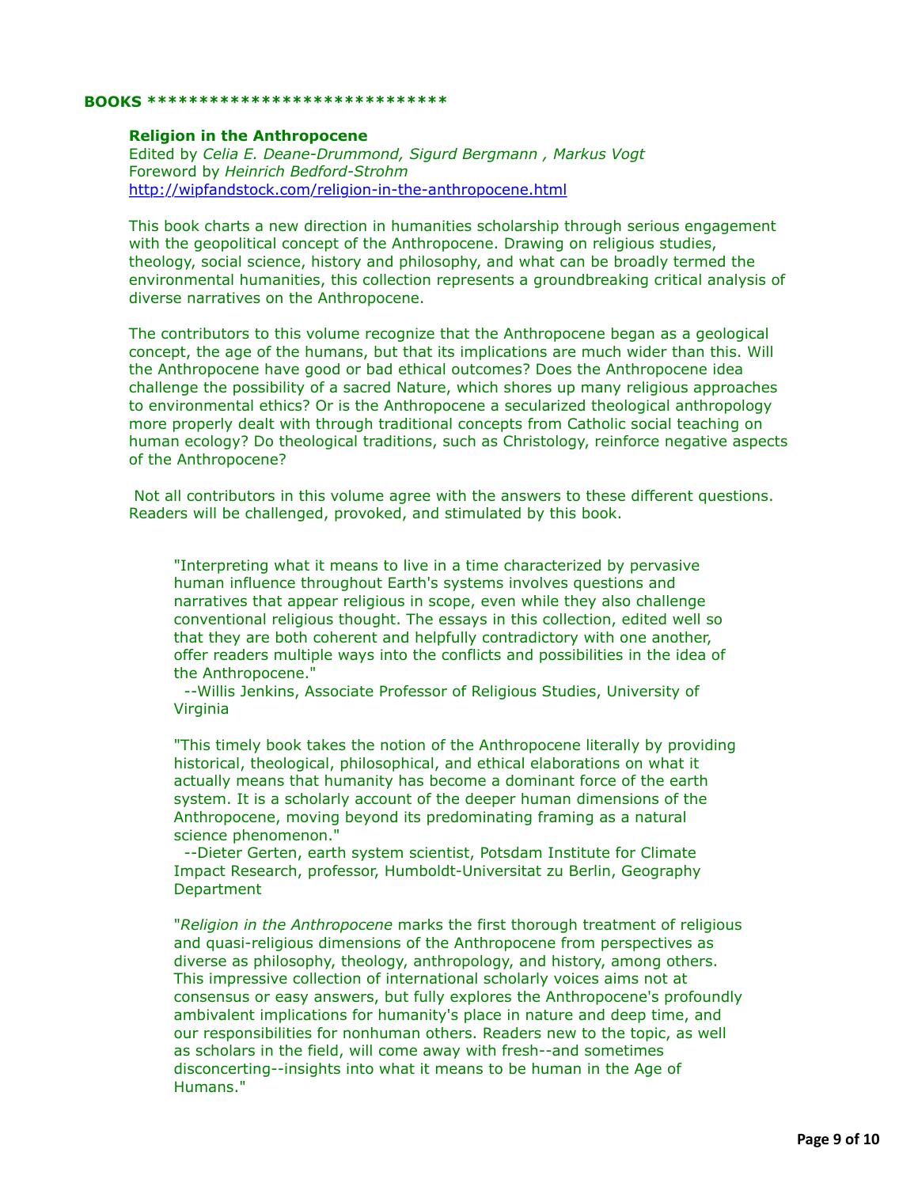**BOOKS** ******************************

**Religion in the Anthropocene**
Edited by *Celia E. Deane-Drummond, Sigurd Bergmann , Markus Vogt*
Foreword by *Heinrich Bedford-Strohm*
http://wipfandstock.com/religion-in-the-anthropocene.html

This book charts a new direction in humanities scholarship through serious engagement with the geopolitical concept of the Anthropocene. Drawing on religious studies, theology, social science, history and philosophy, and what can be broadly termed the environmental humanities, this collection represents a groundbreaking critical analysis of diverse narratives on the Anthropocene.

The contributors to this volume recognize that the Anthropocene began as a geological concept, the age of the humans, but that its implications are much wider than this. Will the Anthropocene have good or bad ethical outcomes? Does the Anthropocene idea challenge the possibility of a sacred Nature, which shores up many religious approaches to environmental ethics? Or is the Anthropocene a secularized theological anthropology more properly dealt with through traditional concepts from Catholic social teaching on human ecology? Do theological traditions, such as Christology, reinforce negative aspects of the Anthropocene?

Not all contributors in this volume agree with the answers to these different questions. Readers will be challenged, provoked, and stimulated by this book.

> "Interpreting what it means to live in a time characterized by pervasive human influence throughout Earth's systems involves questions and narratives that appear religious in scope, even while they also challenge conventional religious thought. The essays in this collection, edited well so that they are both coherent and helpfully contradictory with one another, offer readers multiple ways into the conflicts and possibilities in the idea of the Anthropocene."
> --Willis Jenkins, Associate Professor of Religious Studies, University of Virginia

> "This timely book takes the notion of the Anthropocene literally by providing historical, theological, philosophical, and ethical elaborations on what it actually means that humanity has become a dominant force of the earth system. It is a scholarly account of the deeper human dimensions of the Anthropocene, moving beyond its predominating framing as a natural science phenomenon."
> --Dieter Gerten, earth system scientist, Potsdam Institute for Climate Impact Research, professor, Humboldt-Universitat zu Berlin, Geography Department

> "*Religion in the Anthropocene* marks the first thorough treatment of religious and quasi-religious dimensions of the Anthropocene from perspectives as diverse as philosophy, theology, anthropology, and history, among others. This impressive collection of international scholarly voices aims not at consensus or easy answers, but fully explores the Anthropocene's profoundly ambivalent implications for humanity's place in nature and deep time, and our responsibilities for nonhuman others. Readers new to the topic, as well as scholars in the field, will come away with fresh--and sometimes disconcerting--insights into what it means to be human in the Age of Humans."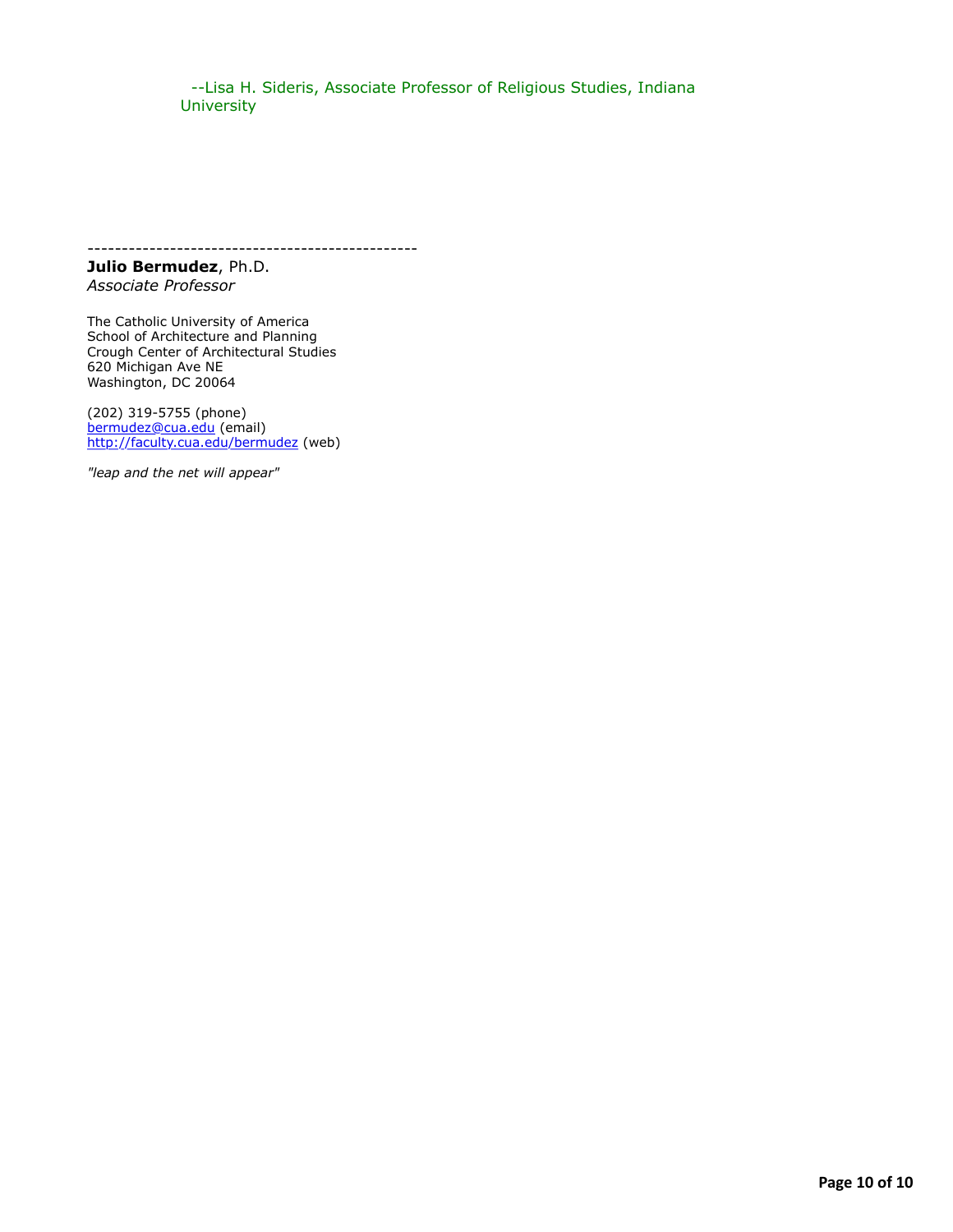--Lisa H. Sideris, Associate Professor of Religious Studies, Indiana University

------------------------------------------------

**Julio Bermudez**, Ph.D.  
*Associate Professor*

The Catholic University of America  
School of Architecture and Planning  
Crough Center of Architectural Studies  
620 Michigan Ave NE  
Washington, DC 20064

(202) 319-5755 (phone)  
bermudez@cua.edu (email)  
http://faculty.cua.edu/bermudez (web)

*"leap and the net will appear"*